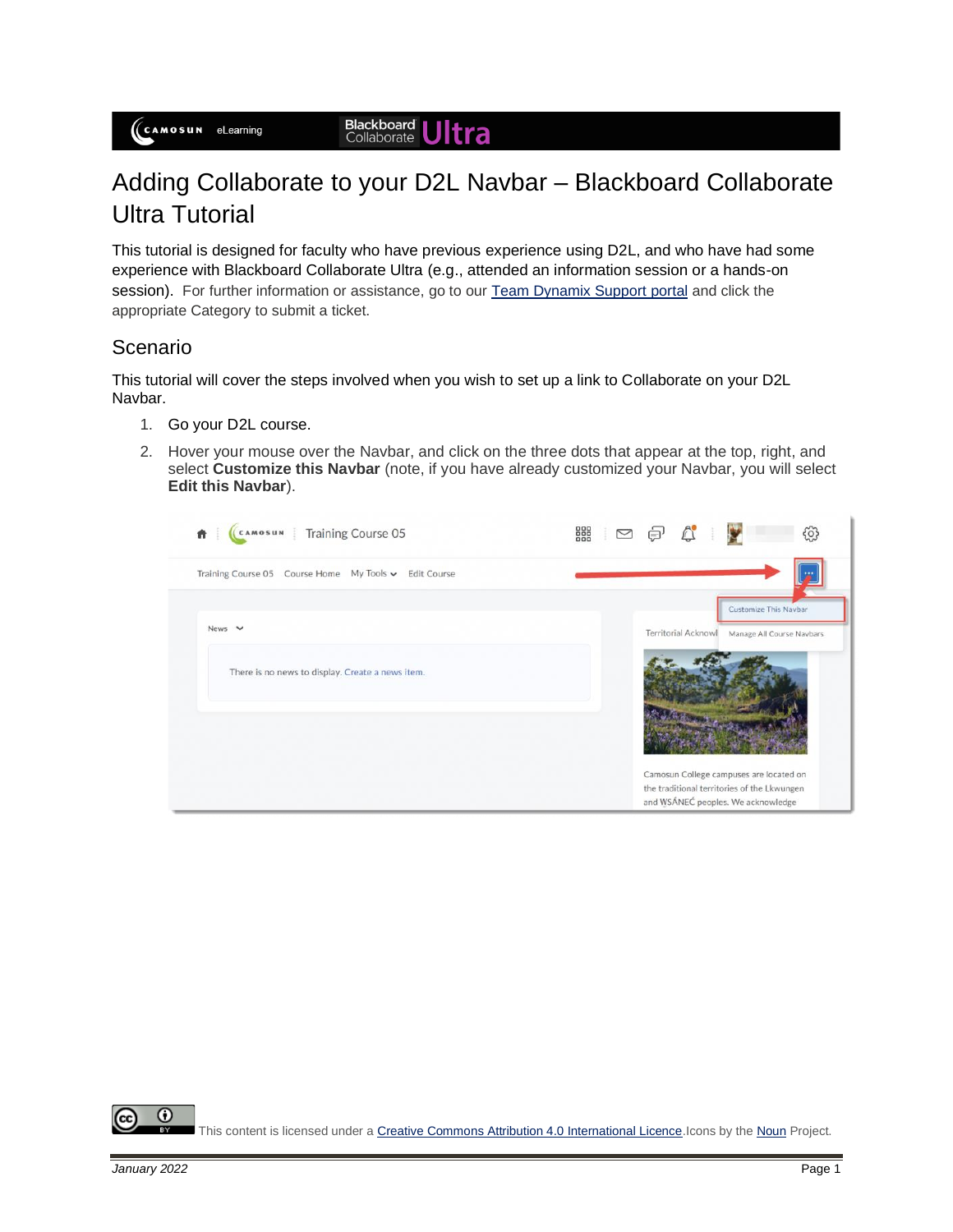# Adding Collaborate to your D2L Navbar – Blackboard Collaborate Ultra Tutorial

This tutorial is designed for faculty who have previous experience using D2L, and who have had some experience with Blackboard Collaborate Ultra (e.g., attended an information session or a hands-on session). For further information or assistance, go to our [Team Dynamix Support portal]() and click the appropriate Category to submit a ticket.

## Scenario

This tutorial will cover the steps involved when you wish to set up a link to Collaborate on your D2L Navbar.

1. Go your D2L course.
2. Hover your mouse over the Navbar, and click on the three dots that appear at the top, right, and select **Customize this Navbar** (note, if you have already customized your Navbar, you will select **Edit this Navbar**).

This content is licensed under a [Creative Commons Attribution 4.0 International Licence](). Icons by the [Noun]() Project.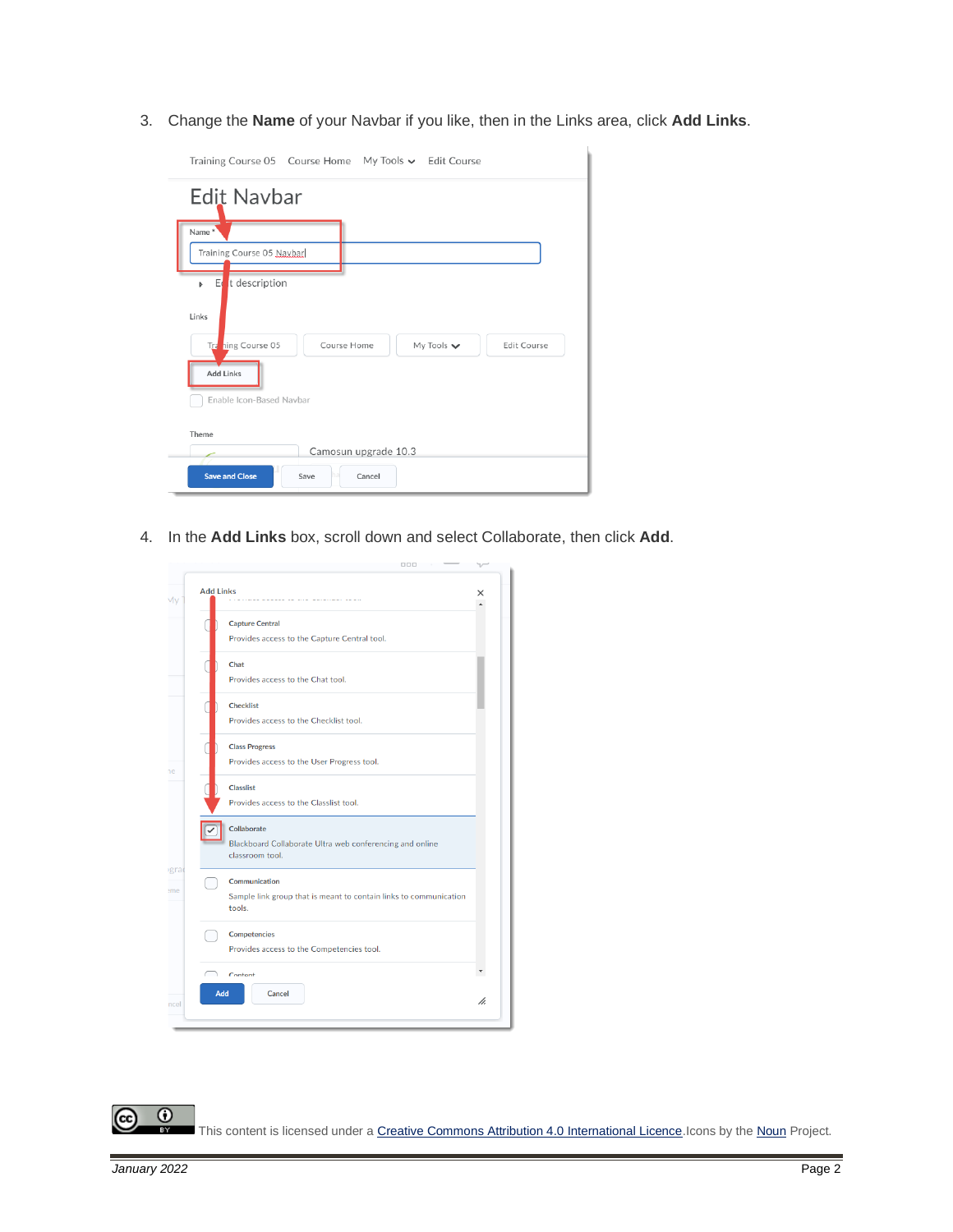3. Change the **Name** of your Navbar if you like, then in the Links area, click **Add Links**.

4. In the **Add Links** box, scroll down and select Collaborate, then click **Add**.

This content is licensed under a Creative Commons Attribution 4.0 International Licence. Icons by the Noun Project.

*January 2022*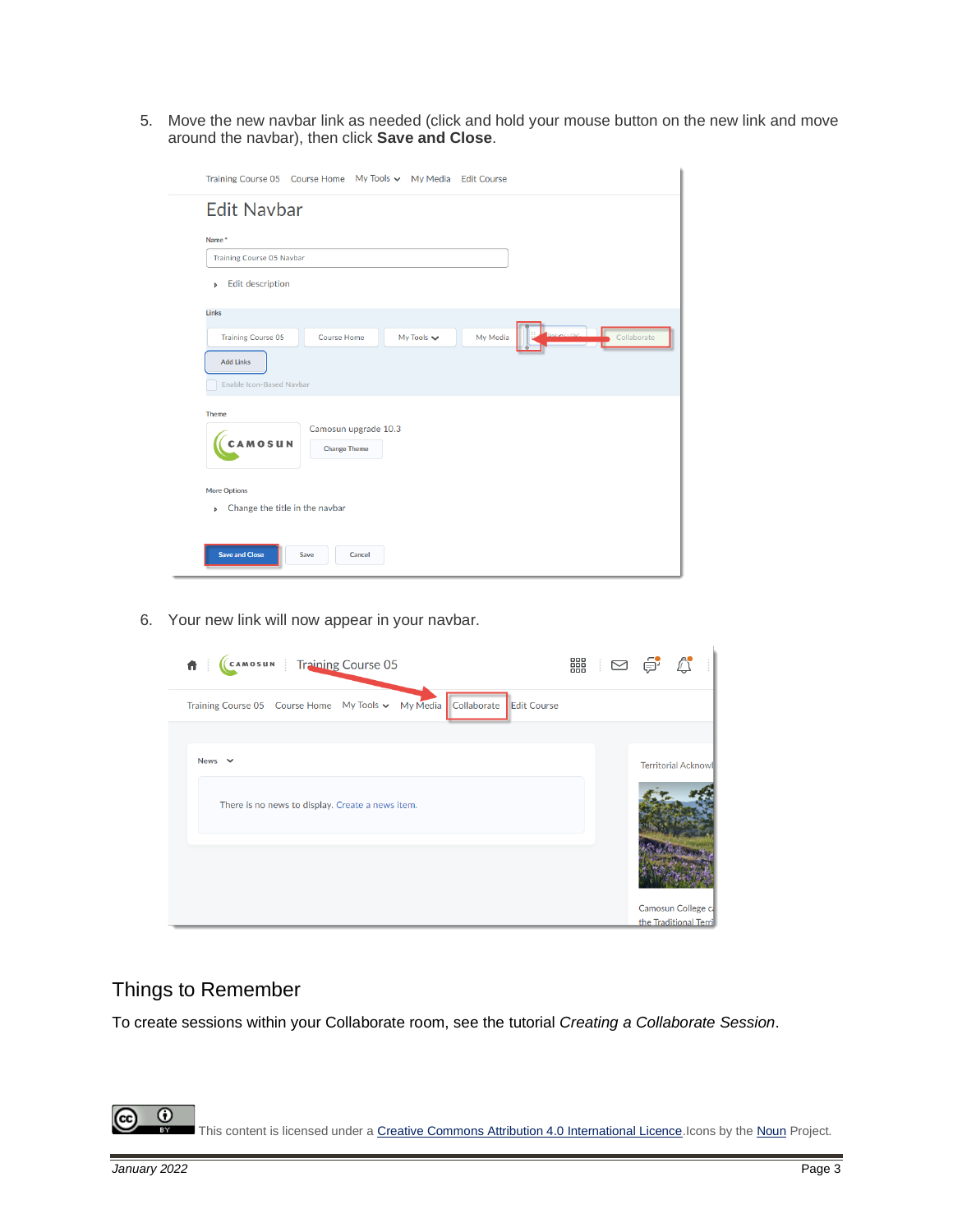5. Move the new navbar link as needed (click and hold your mouse button on the new link and move around the navbar), then click **Save and Close**.

6. Your new link will now appear in your navbar.

## Things to Remember

To create sessions within your Collaborate room, see the tutorial *Creating a Collaborate Session*.

This content is licensed under a [Creative Commons Attribution 4.0 International Licence](https://creativecommons.org/licenses/by/4.0/).Icons by the [Noun](https://thenounproject.com/) Project.

*January 2022*